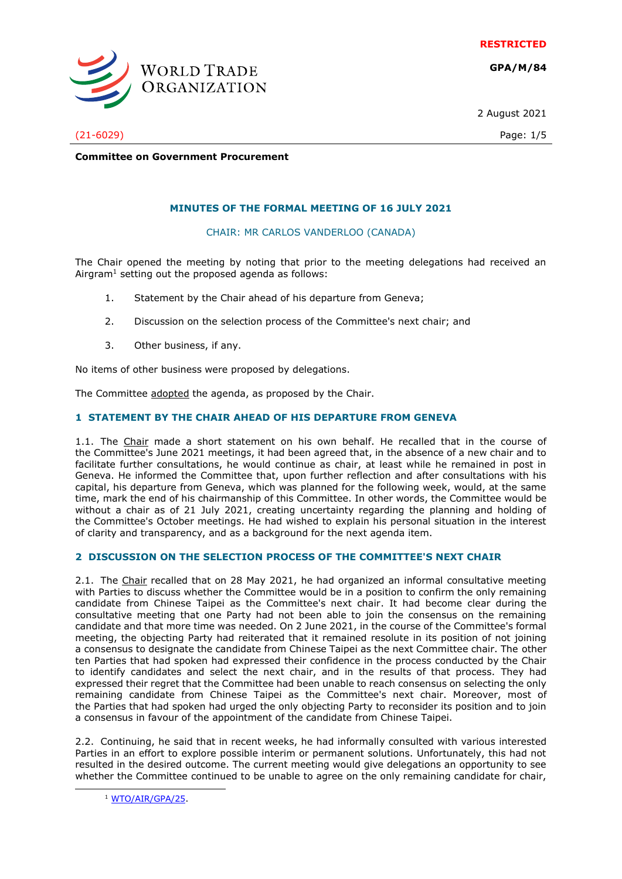RESTRICTED

**GPA/M/84**

2 August 2021

(21-6029)

**Committee on Government Procurement**

## MINUTES OF THE FORMAL MEETING OF 16 JULY 2021

CHAIR: MR CARLOS VANDERLOO (CANADA)

The Chair opened the meeting by noting that prior to the meeting delegations had received an Airgram[1] setting out the proposed agenda as follows:

1. Statement by the Chair ahead of his departure from Geneva;
2. Discussion on the selection process of the Committee's next chair; and
3. Other business, if any.

No items of other business were proposed by delegations.

The Committee adopted the agenda, as proposed by the Chair.

### 1 STATEMENT BY THE CHAIR AHEAD OF HIS DEPARTURE FROM GENEVA

1.1. The Chair made a short statement on his own behalf. He recalled that in the course of the Committee's June 2021 meetings, it had been agreed that, in the absence of a new chair and to facilitate further consultations, he would continue as chair, at least while he remained in post in Geneva. He informed the Committee that, upon further reflection and after consultations with his capital, his departure from Geneva, which was planned for the following week, would, at the same time, mark the end of his chairmanship of this Committee. In other words, the Committee would be without a chair as of 21 July 2021, creating uncertainty regarding the planning and holding of the Committee's October meetings. He had wished to explain his personal situation in the interest of clarity and transparency, and as a background for the next agenda item.

### 2 DISCUSSION ON THE SELECTION PROCESS OF THE COMMITTEE'S NEXT CHAIR

2.1. The Chair recalled that on 28 May 2021, he had organized an informal consultative meeting with Parties to discuss whether the Committee would be in a position to confirm the only remaining candidate from Chinese Taipei as the Committee's next chair. It had become clear during the consultative meeting that one Party had not been able to join the consensus on the remaining candidate and that more time was needed. On 2 June 2021, in the course of the Committee's formal meeting, the objecting Party had reiterated that it remained resolute in its position of not joining a consensus to designate the candidate from Chinese Taipei as the next Committee chair. The other ten Parties that had spoken had expressed their confidence in the process conducted by the Chair to identify candidates and select the next chair, and in the results of that process. They had expressed their regret that the Committee had been unable to reach consensus on selecting the only remaining candidate from Chinese Taipei as the Committee's next chair. Moreover, most of the Parties that had spoken had urged the only objecting Party to reconsider its position and to join a consensus in favour of the appointment of the candidate from Chinese Taipei.

2.2. Continuing, he said that in recent weeks, he had informally consulted with various interested Parties in an effort to explore possible interim or permanent solutions. Unfortunately, this had not resulted in the desired outcome. The current meeting would give delegations an opportunity to see whether the Committee continued to be unable to agree on the only remaining candidate for chair,

[1] WTO/AIR/GPA/25.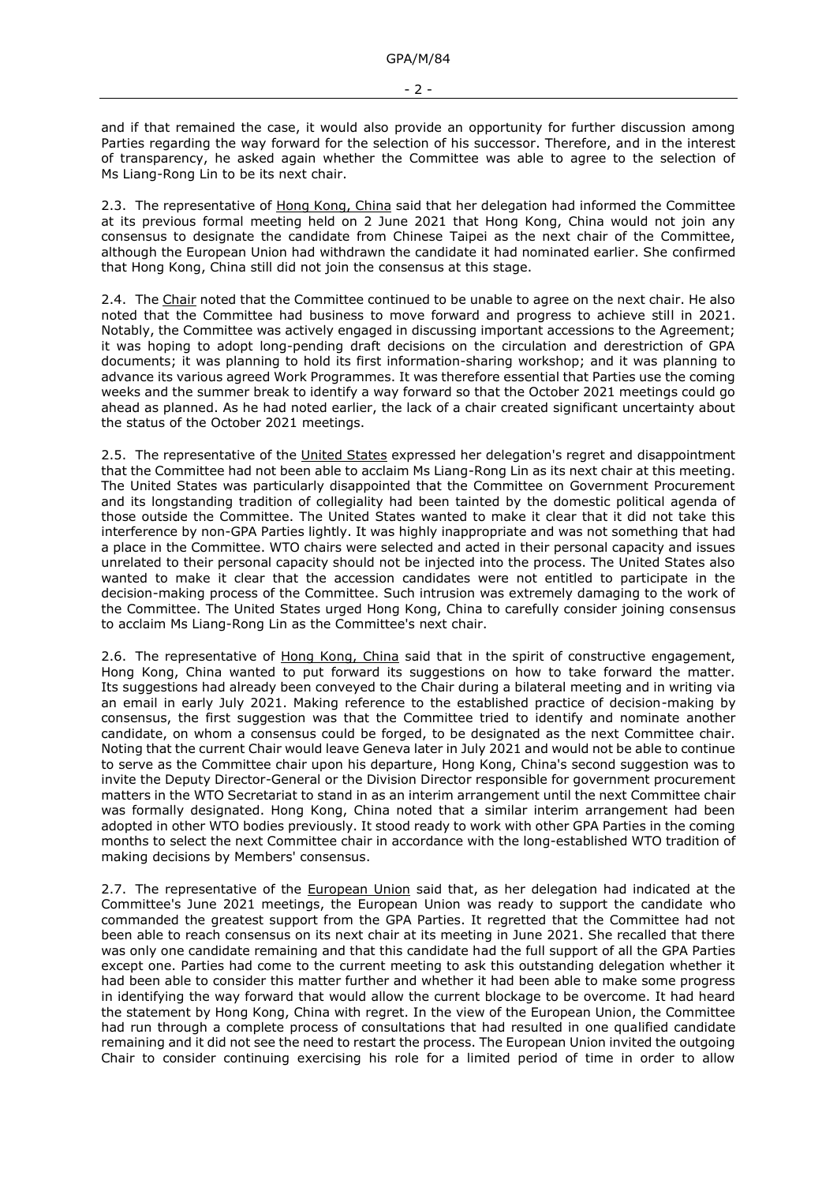and if that remained the case, it would also provide an opportunity for further discussion among Parties regarding the way forward for the selection of his successor. Therefore, and in the interest of transparency, he asked again whether the Committee was able to agree to the selection of Ms Liang-Rong Lin to be its next chair.

2.3. The representative of Hong Kong, China said that her delegation had informed the Committee at its previous formal meeting held on 2 June 2021 that Hong Kong, China would not join any consensus to designate the candidate from Chinese Taipei as the next chair of the Committee, although the European Union had withdrawn the candidate it had nominated earlier. She confirmed that Hong Kong, China still did not join the consensus at this stage.

2.4. The Chair noted that the Committee continued to be unable to agree on the next chair. He also noted that the Committee had business to move forward and progress to achieve still in 2021. Notably, the Committee was actively engaged in discussing important accessions to the Agreement; it was hoping to adopt long-pending draft decisions on the circulation and derestriction of GPA documents; it was planning to hold its first information-sharing workshop; and it was planning to advance its various agreed Work Programmes. It was therefore essential that Parties use the coming weeks and the summer break to identify a way forward so that the October 2021 meetings could go ahead as planned. As he had noted earlier, the lack of a chair created significant uncertainty about the status of the October 2021 meetings.

2.5. The representative of the United States expressed her delegation's regret and disappointment that the Committee had not been able to acclaim Ms Liang-Rong Lin as its next chair at this meeting. The United States was particularly disappointed that the Committee on Government Procurement and its longstanding tradition of collegiality had been tainted by the domestic political agenda of those outside the Committee. The United States wanted to make it clear that it did not take this interference by non-GPA Parties lightly. It was highly inappropriate and was not something that had a place in the Committee. WTO chairs were selected and acted in their personal capacity and issues unrelated to their personal capacity should not be injected into the process. The United States also wanted to make it clear that the accession candidates were not entitled to participate in the decision-making process of the Committee. Such intrusion was extremely damaging to the work of the Committee. The United States urged Hong Kong, China to carefully consider joining consensus to acclaim Ms Liang-Rong Lin as the Committee's next chair.

2.6. The representative of Hong Kong, China said that in the spirit of constructive engagement, Hong Kong, China wanted to put forward its suggestions on how to take forward the matter. Its suggestions had already been conveyed to the Chair during a bilateral meeting and in writing via an email in early July 2021. Making reference to the established practice of decision-making by consensus, the first suggestion was that the Committee tried to identify and nominate another candidate, on whom a consensus could be forged, to be designated as the next Committee chair. Noting that the current Chair would leave Geneva later in July 2021 and would not be able to continue to serve as the Committee chair upon his departure, Hong Kong, China's second suggestion was to invite the Deputy Director-General or the Division Director responsible for government procurement matters in the WTO Secretariat to stand in as an interim arrangement until the next Committee chair was formally designated. Hong Kong, China noted that a similar interim arrangement had been adopted in other WTO bodies previously. It stood ready to work with other GPA Parties in the coming months to select the next Committee chair in accordance with the long-established WTO tradition of making decisions by Members' consensus.

2.7. The representative of the European Union said that, as her delegation had indicated at the Committee's June 2021 meetings, the European Union was ready to support the candidate who commanded the greatest support from the GPA Parties. It regretted that the Committee had not been able to reach consensus on its next chair at its meeting in June 2021. She recalled that there was only one candidate remaining and that this candidate had the full support of all the GPA Parties except one. Parties had come to the current meeting to ask this outstanding delegation whether it had been able to consider this matter further and whether it had been able to make some progress in identifying the way forward that would allow the current blockage to be overcome. It had heard the statement by Hong Kong, China with regret. In the view of the European Union, the Committee had run through a complete process of consultations that had resulted in one qualified candidate remaining and it did not see the need to restart the process. The European Union invited the outgoing Chair to consider continuing exercising his role for a limited period of time in order to allow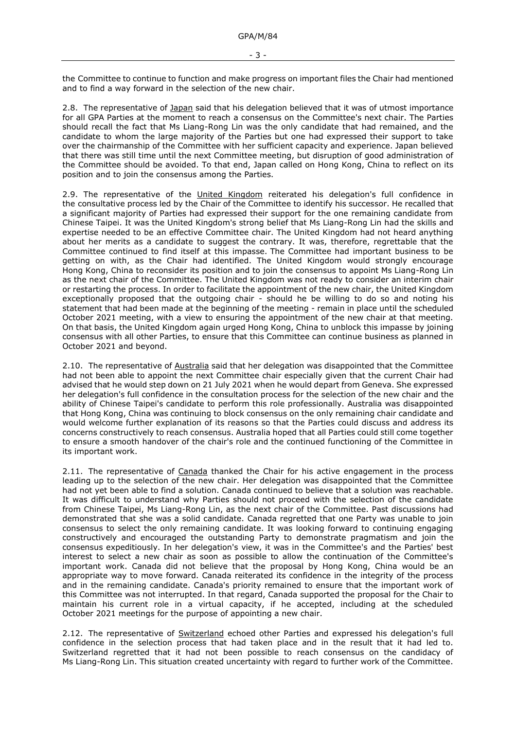the Committee to continue to function and make progress on important files the Chair had mentioned and to find a way forward in the selection of the new chair.

2.8. The representative of Japan said that his delegation believed that it was of utmost importance for all GPA Parties at the moment to reach a consensus on the Committee's next chair. The Parties should recall the fact that Ms Liang-Rong Lin was the only candidate that had remained, and the candidate to whom the large majority of the Parties but one had expressed their support to take over the chairmanship of the Committee with her sufficient capacity and experience. Japan believed that there was still time until the next Committee meeting, but disruption of good administration of the Committee should be avoided. To that end, Japan called on Hong Kong, China to reflect on its position and to join the consensus among the Parties.

2.9. The representative of the United Kingdom reiterated his delegation's full confidence in the consultative process led by the Chair of the Committee to identify his successor. He recalled that a significant majority of Parties had expressed their support for the one remaining candidate from Chinese Taipei. It was the United Kingdom's strong belief that Ms Liang-Rong Lin had the skills and expertise needed to be an effective Committee chair. The United Kingdom had not heard anything about her merits as a candidate to suggest the contrary. It was, therefore, regrettable that the Committee continued to find itself at this impasse. The Committee had important business to be getting on with, as the Chair had identified. The United Kingdom would strongly encourage Hong Kong, China to reconsider its position and to join the consensus to appoint Ms Liang-Rong Lin as the next chair of the Committee. The United Kingdom was not ready to consider an interim chair or restarting the process. In order to facilitate the appointment of the new chair, the United Kingdom exceptionally proposed that the outgoing chair - should he be willing to do so and noting his statement that had been made at the beginning of the meeting - remain in place until the scheduled October 2021 meeting, with a view to ensuring the appointment of the new chair at that meeting. On that basis, the United Kingdom again urged Hong Kong, China to unblock this impasse by joining consensus with all other Parties, to ensure that this Committee can continue business as planned in October 2021 and beyond.

2.10. The representative of Australia said that her delegation was disappointed that the Committee had not been able to appoint the next Committee chair especially given that the current Chair had advised that he would step down on 21 July 2021 when he would depart from Geneva. She expressed her delegation's full confidence in the consultation process for the selection of the new chair and the ability of Chinese Taipei's candidate to perform this role professionally. Australia was disappointed that Hong Kong, China was continuing to block consensus on the only remaining chair candidate and would welcome further explanation of its reasons so that the Parties could discuss and address its concerns constructively to reach consensus. Australia hoped that all Parties could still come together to ensure a smooth handover of the chair's role and the continued functioning of the Committee in its important work.

2.11. The representative of Canada thanked the Chair for his active engagement in the process leading up to the selection of the new chair. Her delegation was disappointed that the Committee had not yet been able to find a solution. Canada continued to believe that a solution was reachable. It was difficult to understand why Parties should not proceed with the selection of the candidate from Chinese Taipei, Ms Liang-Rong Lin, as the next chair of the Committee. Past discussions had demonstrated that she was a solid candidate. Canada regretted that one Party was unable to join consensus to select the only remaining candidate. It was looking forward to continuing engaging constructively and encouraged the outstanding Party to demonstrate pragmatism and join the consensus expeditiously. In her delegation's view, it was in the Committee's and the Parties' best interest to select a new chair as soon as possible to allow the continuation of the Committee's important work. Canada did not believe that the proposal by Hong Kong, China would be an appropriate way to move forward. Canada reiterated its confidence in the integrity of the process and in the remaining candidate. Canada's priority remained to ensure that the important work of this Committee was not interrupted. In that regard, Canada supported the proposal for the Chair to maintain his current role in a virtual capacity, if he accepted, including at the scheduled October 2021 meetings for the purpose of appointing a new chair.

2.12. The representative of Switzerland echoed other Parties and expressed his delegation's full confidence in the selection process that had taken place and in the result that it had led to. Switzerland regretted that it had not been possible to reach consensus on the candidacy of Ms Liang-Rong Lin. This situation created uncertainty with regard to further work of the Committee.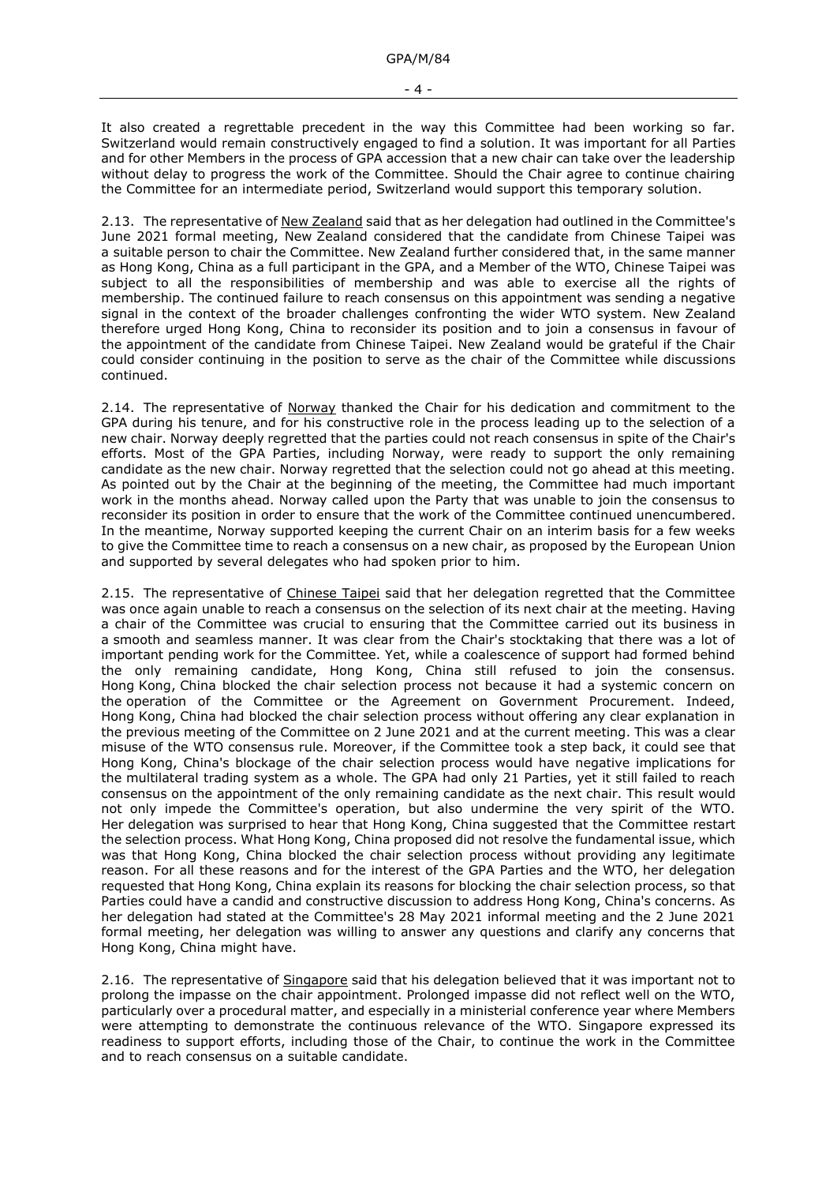It also created a regrettable precedent in the way this Committee had been working so far. Switzerland would remain constructively engaged to find a solution. It was important for all Parties and for other Members in the process of GPA accession that a new chair can take over the leadership without delay to progress the work of the Committee. Should the Chair agree to continue chairing the Committee for an intermediate period, Switzerland would support this temporary solution.

2.13. The representative of New Zealand said that as her delegation had outlined in the Committee's June 2021 formal meeting, New Zealand considered that the candidate from Chinese Taipei was a suitable person to chair the Committee. New Zealand further considered that, in the same manner as Hong Kong, China as a full participant in the GPA, and a Member of the WTO, Chinese Taipei was subject to all the responsibilities of membership and was able to exercise all the rights of membership. The continued failure to reach consensus on this appointment was sending a negative signal in the context of the broader challenges confronting the wider WTO system. New Zealand therefore urged Hong Kong, China to reconsider its position and to join a consensus in favour of the appointment of the candidate from Chinese Taipei. New Zealand would be grateful if the Chair could consider continuing in the position to serve as the chair of the Committee while discussions continued.

2.14. The representative of Norway thanked the Chair for his dedication and commitment to the GPA during his tenure, and for his constructive role in the process leading up to the selection of a new chair. Norway deeply regretted that the parties could not reach consensus in spite of the Chair's efforts. Most of the GPA Parties, including Norway, were ready to support the only remaining candidate as the new chair. Norway regretted that the selection could not go ahead at this meeting. As pointed out by the Chair at the beginning of the meeting, the Committee had much important work in the months ahead. Norway called upon the Party that was unable to join the consensus to reconsider its position in order to ensure that the work of the Committee continued unencumbered. In the meantime, Norway supported keeping the current Chair on an interim basis for a few weeks to give the Committee time to reach a consensus on a new chair, as proposed by the European Union and supported by several delegates who had spoken prior to him.

2.15. The representative of Chinese Taipei said that her delegation regretted that the Committee was once again unable to reach a consensus on the selection of its next chair at the meeting. Having a chair of the Committee was crucial to ensuring that the Committee carried out its business in a smooth and seamless manner. It was clear from the Chair's stocktaking that there was a lot of important pending work for the Committee. Yet, while a coalescence of support had formed behind the only remaining candidate, Hong Kong, China still refused to join the consensus. Hong Kong, China blocked the chair selection process not because it had a systemic concern on the operation of the Committee or the Agreement on Government Procurement. Indeed, Hong Kong, China had blocked the chair selection process without offering any clear explanation in the previous meeting of the Committee on 2 June 2021 and at the current meeting. This was a clear misuse of the WTO consensus rule. Moreover, if the Committee took a step back, it could see that Hong Kong, China's blockage of the chair selection process would have negative implications for the multilateral trading system as a whole. The GPA had only 21 Parties, yet it still failed to reach consensus on the appointment of the only remaining candidate as the next chair. This result would not only impede the Committee's operation, but also undermine the very spirit of the WTO. Her delegation was surprised to hear that Hong Kong, China suggested that the Committee restart the selection process. What Hong Kong, China proposed did not resolve the fundamental issue, which was that Hong Kong, China blocked the chair selection process without providing any legitimate reason. For all these reasons and for the interest of the GPA Parties and the WTO, her delegation requested that Hong Kong, China explain its reasons for blocking the chair selection process, so that Parties could have a candid and constructive discussion to address Hong Kong, China's concerns. As her delegation had stated at the Committee's 28 May 2021 informal meeting and the 2 June 2021 formal meeting, her delegation was willing to answer any questions and clarify any concerns that Hong Kong, China might have.

2.16. The representative of Singapore said that his delegation believed that it was important not to prolong the impasse on the chair appointment. Prolonged impasse did not reflect well on the WTO, particularly over a procedural matter, and especially in a ministerial conference year where Members were attempting to demonstrate the continuous relevance of the WTO. Singapore expressed its readiness to support efforts, including those of the Chair, to continue the work in the Committee and to reach consensus on a suitable candidate.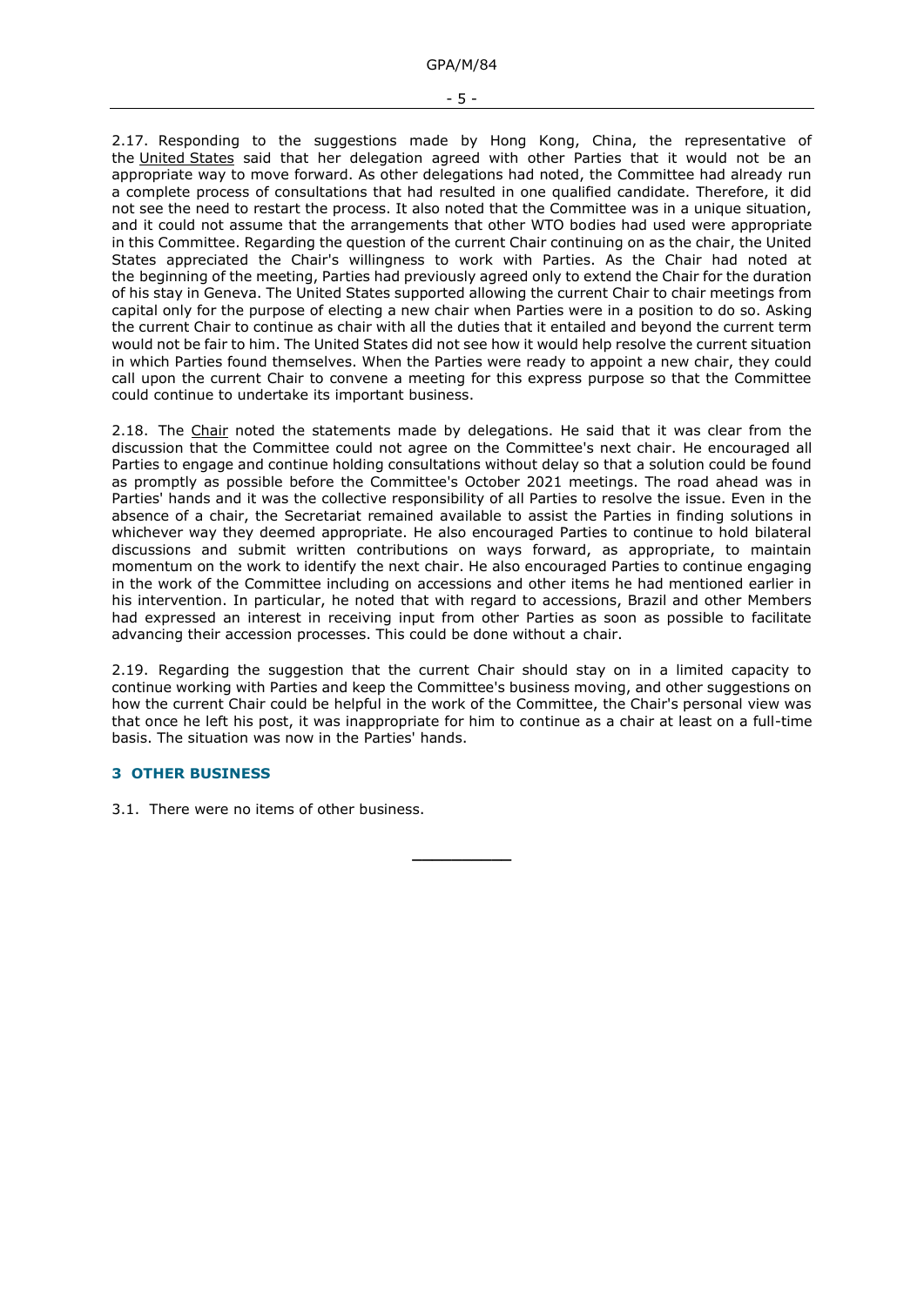2.17. Responding to the suggestions made by Hong Kong, China, the representative of the United States said that her delegation agreed with other Parties that it would not be an appropriate way to move forward. As other delegations had noted, the Committee had already run a complete process of consultations that had resulted in one qualified candidate. Therefore, it did not see the need to restart the process. It also noted that the Committee was in a unique situation, and it could not assume that the arrangements that other WTO bodies had used were appropriate in this Committee. Regarding the question of the current Chair continuing on as the chair, the United States appreciated the Chair's willingness to work with Parties. As the Chair had noted at the beginning of the meeting, Parties had previously agreed only to extend the Chair for the duration of his stay in Geneva. The United States supported allowing the current Chair to chair meetings from capital only for the purpose of electing a new chair when Parties were in a position to do so. Asking the current Chair to continue as chair with all the duties that it entailed and beyond the current term would not be fair to him. The United States did not see how it would help resolve the current situation in which Parties found themselves. When the Parties were ready to appoint a new chair, they could call upon the current Chair to convene a meeting for this express purpose so that the Committee could continue to undertake its important business.

2.18. The Chair noted the statements made by delegations. He said that it was clear from the discussion that the Committee could not agree on the Committee's next chair. He encouraged all Parties to engage and continue holding consultations without delay so that a solution could be found as promptly as possible before the Committee's October 2021 meetings. The road ahead was in Parties' hands and it was the collective responsibility of all Parties to resolve the issue. Even in the absence of a chair, the Secretariat remained available to assist the Parties in finding solutions in whichever way they deemed appropriate. He also encouraged Parties to continue to hold bilateral discussions and submit written contributions on ways forward, as appropriate, to maintain momentum on the work to identify the next chair. He also encouraged Parties to continue engaging in the work of the Committee including on accessions and other items he had mentioned earlier in his intervention. In particular, he noted that with regard to accessions, Brazil and other Members had expressed an interest in receiving input from other Parties as soon as possible to facilitate advancing their accession processes. This could be done without a chair.

2.19. Regarding the suggestion that the current Chair should stay on in a limited capacity to continue working with Parties and keep the Committee's business moving, and other suggestions on how the current Chair could be helpful in the work of the Committee, the Chair's personal view was that once he left his post, it was inappropriate for him to continue as a chair at least on a full-time basis. The situation was now in the Parties' hands.

## 3 OTHER BUSINESS

3.1. There were no items of other business.

\_\_\_\_\_\_\_\_\_\_